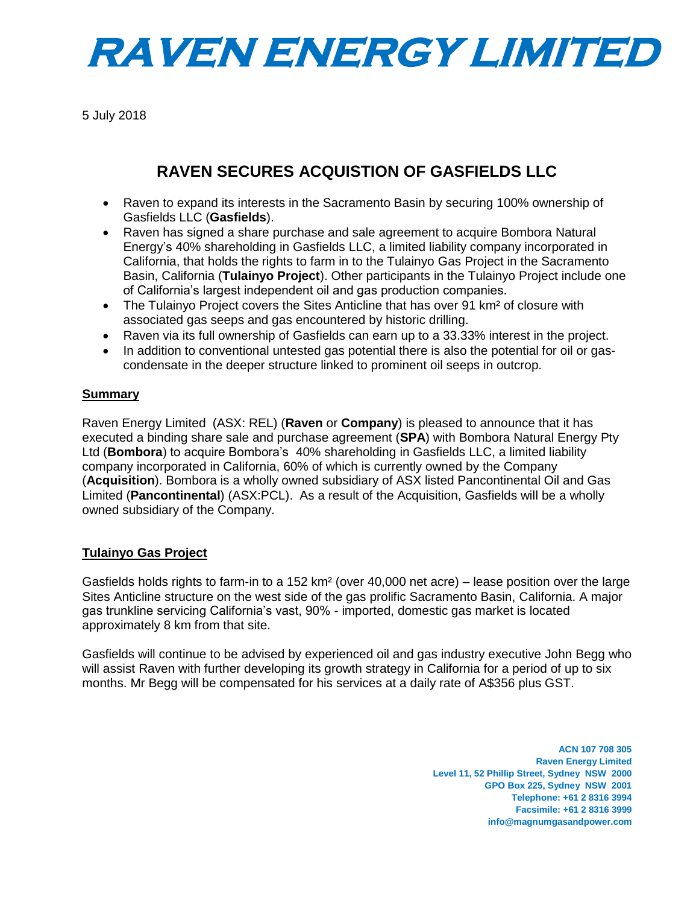# RAVEN ENERGY LIMITED

5 July 2018

## RAVEN SECURES ACQUISTION OF GASFIELDS LLC

- Raven to expand its interests in the Sacramento Basin by securing 100% ownership of Gasfields LLC (**Gasfields**).
- Raven has signed a share purchase and sale agreement to acquire Bombora Natural Energy's 40% shareholding in Gasfields LLC, a limited liability company incorporated in California, that holds the rights to farm in to the Tulainyo Gas Project in the Sacramento Basin, California (**Tulainyo Project**). Other participants in the Tulainyo Project include one of California's largest independent oil and gas production companies.
- The Tulainyo Project covers the Sites Anticline that has over 91 km² of closure with associated gas seeps and gas encountered by historic drilling.
- Raven via its full ownership of Gasfields can earn up to a 33.33% interest in the project.
- In addition to conventional untested gas potential there is also the potential for oil or gas-condensate in the deeper structure linked to prominent oil seeps in outcrop.

### Summary

Raven Energy Limited (ASX: REL) (**Raven** or **Company**) is pleased to announce that it has executed a binding share sale and purchase agreement (**SPA**) with Bombora Natural Energy Pty Ltd (**Bombora**) to acquire Bombora's 40% shareholding in Gasfields LLC, a limited liability company incorporated in California, 60% of which is currently owned by the Company (**Acquisition**). Bombora is a wholly owned subsidiary of ASX listed Pancontinental Oil and Gas Limited (**Pancontinental**) (ASX:PCL). As a result of the Acquisition, Gasfields will be a wholly owned subsidiary of the Company.

### Tulainyo Gas Project

Gasfields holds rights to farm-in to a 152 km² (over 40,000 net acre) – lease position over the large Sites Anticline structure on the west side of the gas prolific Sacramento Basin, California. A major gas trunkline servicing California's vast, 90% - imported, domestic gas market is located approximately 8 km from that site.

Gasfields will continue to be advised by experienced oil and gas industry executive John Begg who will assist Raven with further developing its growth strategy in California for a period of up to six months. Mr Begg will be compensated for his services at a daily rate of A$356 plus GST.

**ACN 107 708 305**
**Raven Energy Limited**
**Level 11, 52 Phillip Street, Sydney NSW 2000**
**GPO Box 225, Sydney NSW 2001**
**Telephone: +61 2 8316 3994**
**Facsimile: +61 2 8316 3999**
**info@magnumgasandpower.com**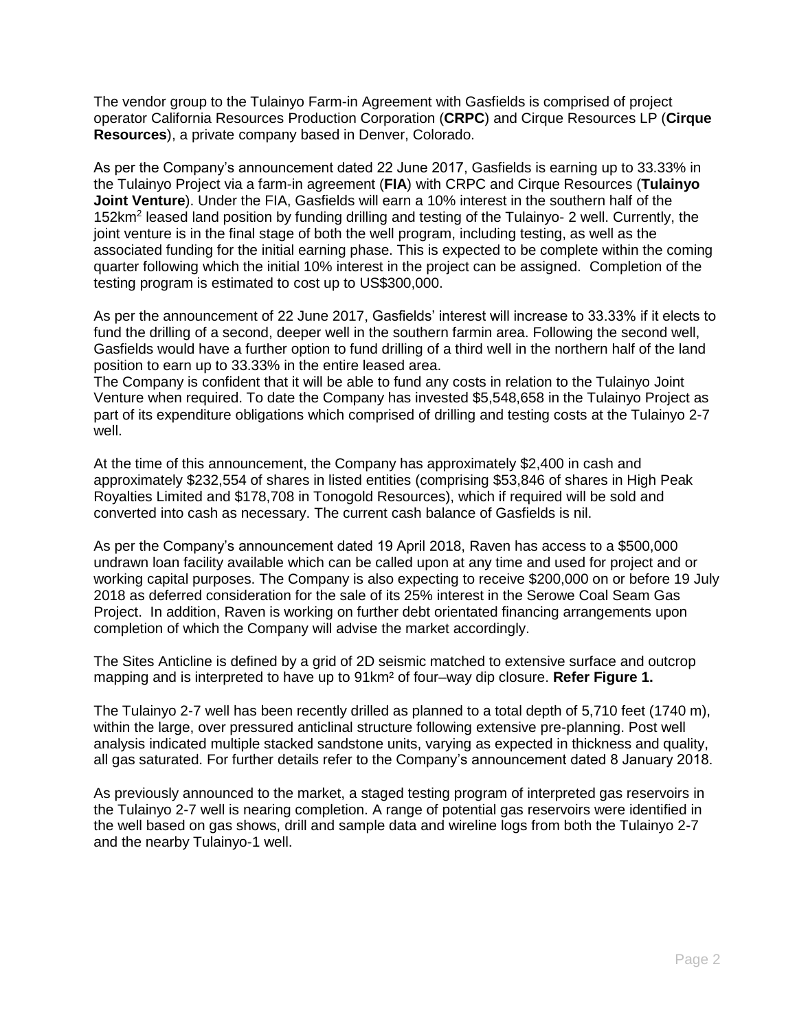The vendor group to the Tulainyo Farm-in Agreement with Gasfields is comprised of project operator California Resources Production Corporation (**CRPC**) and Cirque Resources LP (**Cirque Resources**), a private company based in Denver, Colorado.

As per the Company's announcement dated 22 June 2017, Gasfields is earning up to 33.33% in the Tulainyo Project via a farm-in agreement (**FIA**) with CRPC and Cirque Resources (**Tulainyo Joint Venture**). Under the FIA, Gasfields will earn a 10% interest in the southern half of the 152km$^2$ leased land position by funding drilling and testing of the Tulainyo- 2 well. Currently, the joint venture is in the final stage of both the well program, including testing, as well as the associated funding for the initial earning phase. This is expected to be complete within the coming quarter following which the initial 10% interest in the project can be assigned. Completion of the testing program is estimated to cost up to US$300,000.

As per the announcement of 22 June 2017, Gasfields' interest will increase to 33.33% if it elects to fund the drilling of a second, deeper well in the southern farmin area. Following the second well, Gasfields would have a further option to fund drilling of a third well in the northern half of the land position to earn up to 33.33% in the entire leased area.

The Company is confident that it will be able to fund any costs in relation to the Tulainyo Joint Venture when required. To date the Company has invested $5,548,658 in the Tulainyo Project as part of its expenditure obligations which comprised of drilling and testing costs at the Tulainyo 2-7 well.

At the time of this announcement, the Company has approximately $2,400 in cash and approximately $232,554 of shares in listed entities (comprising $53,846 of shares in High Peak Royalties Limited and $178,708 in Tonogold Resources), which if required will be sold and converted into cash as necessary. The current cash balance of Gasfields is nil.

As per the Company's announcement dated 19 April 2018, Raven has access to a $500,000 undrawn loan facility available which can be called upon at any time and used for project and or working capital purposes. The Company is also expecting to receive $200,000 on or before 19 July 2018 as deferred consideration for the sale of its 25% interest in the Serowe Coal Seam Gas Project. In addition, Raven is working on further debt orientated financing arrangements upon completion of which the Company will advise the market accordingly.

The Sites Anticline is defined by a grid of 2D seismic matched to extensive surface and outcrop mapping and is interpreted to have up to 91km$^2$ of four–way dip closure. **Refer Figure 1.**

The Tulainyo 2-7 well has been recently drilled as planned to a total depth of 5,710 feet (1740 m), within the large, over pressured anticlinal structure following extensive pre-planning. Post well analysis indicated multiple stacked sandstone units, varying as expected in thickness and quality, all gas saturated. For further details refer to the Company's announcement dated 8 January 2018.

As previously announced to the market, a staged testing program of interpreted gas reservoirs in the Tulainyo 2-7 well is nearing completion. A range of potential gas reservoirs were identified in the well based on gas shows, drill and sample data and wireline logs from both the Tulainyo 2-7 and the nearby Tulainyo-1 well.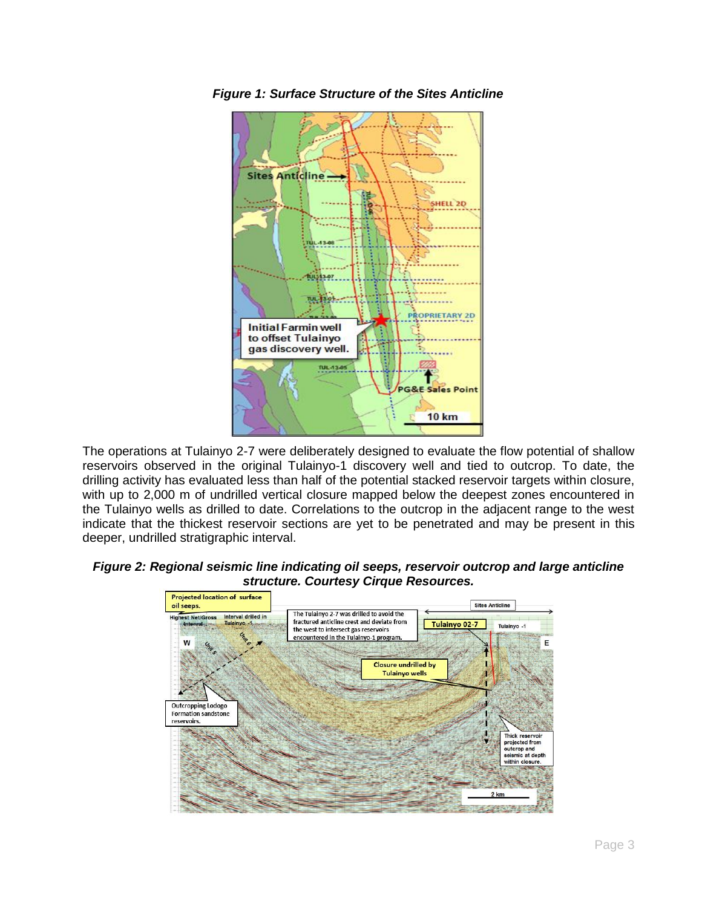***Figure 1: Surface Structure of the Sites Anticline***

The operations at Tulainyo 2-7 were deliberately designed to evaluate the flow potential of shallow reservoirs observed in the original Tulainyo-1 discovery well and tied to outcrop. To date, the drilling activity has evaluated less than half of the potential stacked reservoir targets within closure, with up to 2,000 m of undrilled vertical closure mapped below the deepest zones encountered in the Tulainyo wells as drilled to date. Correlations to the outcrop in the adjacent range to the west indicate that the thickest reservoir sections are yet to be penetrated and may be present in this deeper, undrilled stratigraphic interval.

***Figure 2: Regional seismic line indicating oil seeps, reservoir outcrop and large anticline structure. Courtesy Cirque Resources.***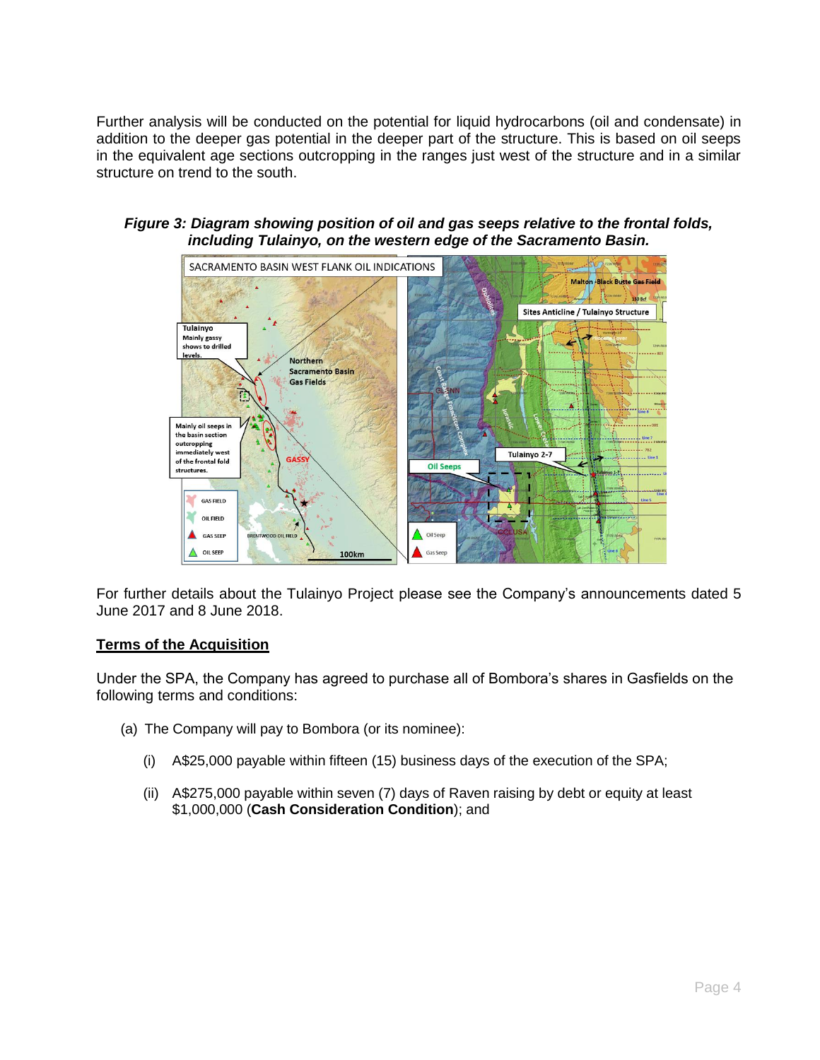Further analysis will be conducted on the potential for liquid hydrocarbons (oil and condensate) in addition to the deeper gas potential in the deeper part of the structure. This is based on oil seeps in the equivalent age sections outcropping in the ranges just west of the structure and in a similar structure on trend to the south.

***Figure 3: Diagram showing position of oil and gas seeps relative to the frontal folds, including Tulainyo, on the western edge of the Sacramento Basin.***

For further details about the Tulainyo Project please see the Company's announcements dated 5 June 2017 and 8 June 2018.

## Terms of the Acquisition

Under the SPA, the Company has agreed to purchase all of Bombora's shares in Gasfields on the following terms and conditions:

(a) The Company will pay to Bombora (or its nominee):

  (i) A$25,000 payable within fifteen (15) business days of the execution of the SPA;

  (ii) A$275,000 payable within seven (7) days of Raven raising by debt or equity at least $1,000,000 (**Cash Consideration Condition**); and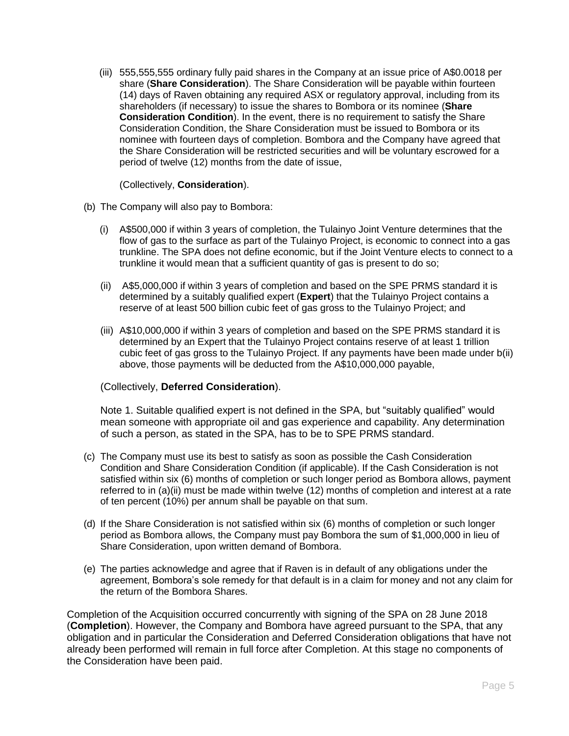(iii) 555,555,555 ordinary fully paid shares in the Company at an issue price of A$0.0018 per share (**Share Consideration**). The Share Consideration will be payable within fourteen (14) days of Raven obtaining any required ASX or regulatory approval, including from its shareholders (if necessary) to issue the shares to Bombora or its nominee (**Share Consideration Condition**). In the event, there is no requirement to satisfy the Share Consideration Condition, the Share Consideration must be issued to Bombora or its nominee with fourteen days of completion. Bombora and the Company have agreed that the Share Consideration will be restricted securities and will be voluntary escrowed for a period of twelve (12) months from the date of issue,

(Collectively, **Consideration**).

(b) The Company will also pay to Bombora:

(i) A$500,000 if within 3 years of completion, the Tulainyo Joint Venture determines that the flow of gas to the surface as part of the Tulainyo Project, is economic to connect into a gas trunkline. The SPA does not define economic, but if the Joint Venture elects to connect to a trunkline it would mean that a sufficient quantity of gas is present to do so;

(ii) A$5,000,000 if within 3 years of completion and based on the SPE PRMS standard it is determined by a suitably qualified expert (**Expert**) that the Tulainyo Project contains a reserve of at least 500 billion cubic feet of gas gross to the Tulainyo Project; and

(iii) A$10,000,000 if within 3 years of completion and based on the SPE PRMS standard it is determined by an Expert that the Tulainyo Project contains reserve of at least 1 trillion cubic feet of gas gross to the Tulainyo Project. If any payments have been made under b(ii) above, those payments will be deducted from the A$10,000,000 payable,

(Collectively, **Deferred Consideration**).

Note 1. Suitable qualified expert is not defined in the SPA, but "suitably qualified" would mean someone with appropriate oil and gas experience and capability. Any determination of such a person, as stated in the SPA, has to be to SPE PRMS standard.

(c) The Company must use its best to satisfy as soon as possible the Cash Consideration Condition and Share Consideration Condition (if applicable). If the Cash Consideration is not satisfied within six (6) months of completion or such longer period as Bombora allows, payment referred to in (a)(ii) must be made within twelve (12) months of completion and interest at a rate of ten percent (10%) per annum shall be payable on that sum.

(d) If the Share Consideration is not satisfied within six (6) months of completion or such longer period as Bombora allows, the Company must pay Bombora the sum of $1,000,000 in lieu of Share Consideration, upon written demand of Bombora.

(e) The parties acknowledge and agree that if Raven is in default of any obligations under the agreement, Bombora's sole remedy for that default is in a claim for money and not any claim for the return of the Bombora Shares.

Completion of the Acquisition occurred concurrently with signing of the SPA on 28 June 2018 (**Completion**). However, the Company and Bombora have agreed pursuant to the SPA, that any obligation and in particular the Consideration and Deferred Consideration obligations that have not already been performed will remain in full force after Completion. At this stage no components of the Consideration have been paid.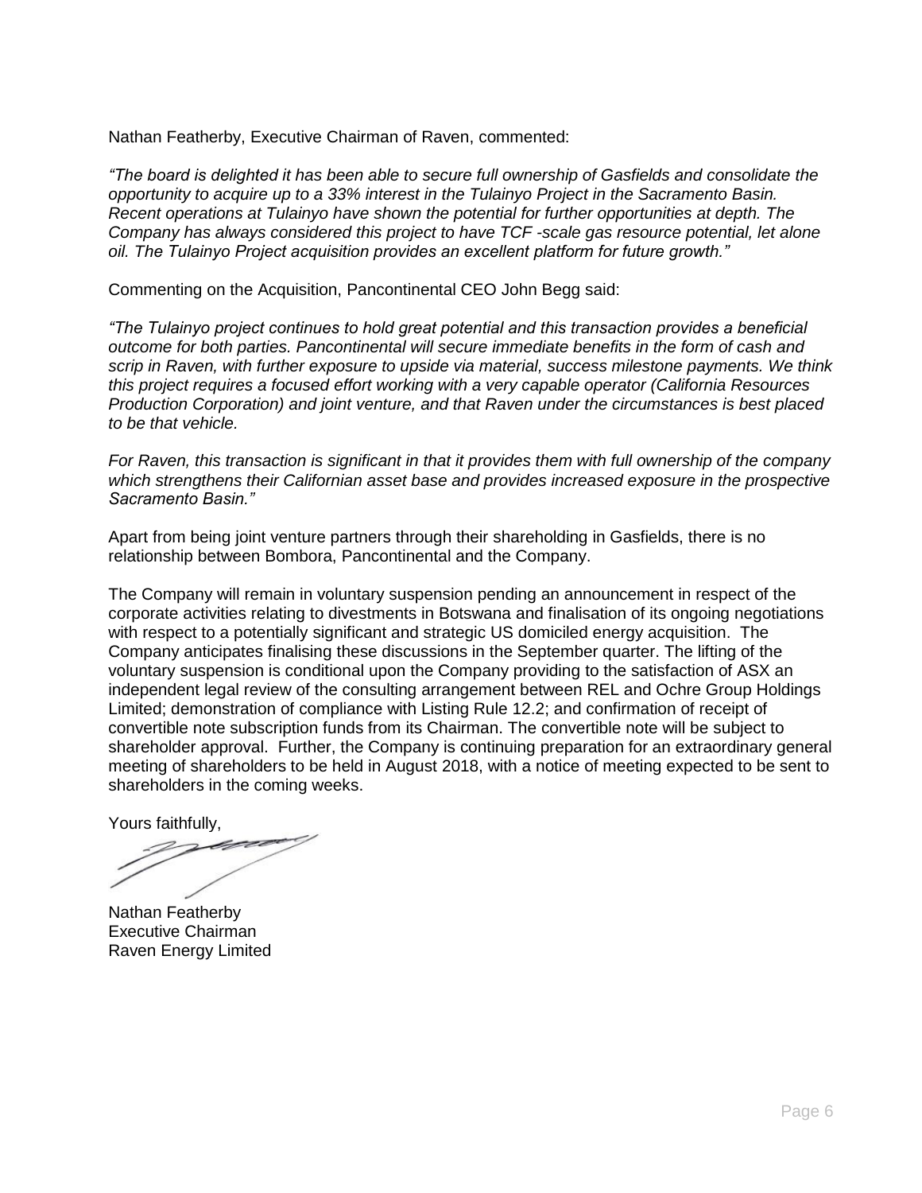Nathan Featherby, Executive Chairman of Raven, commented:

*"The board is delighted it has been able to secure full ownership of Gasfields and consolidate the opportunity to acquire up to a 33% interest in the Tulainyo Project in the Sacramento Basin. Recent operations at Tulainyo have shown the potential for further opportunities at depth. The Company has always considered this project to have TCF -scale gas resource potential, let alone oil. The Tulainyo Project acquisition provides an excellent platform for future growth."*

Commenting on the Acquisition, Pancontinental CEO John Begg said:

*"The Tulainyo project continues to hold great potential and this transaction provides a beneficial outcome for both parties. Pancontinental will secure immediate benefits in the form of cash and scrip in Raven, with further exposure to upside via material, success milestone payments. We think this project requires a focused effort working with a very capable operator (California Resources Production Corporation) and joint venture, and that Raven under the circumstances is best placed to be that vehicle.*

*For Raven, this transaction is significant in that it provides them with full ownership of the company which strengthens their Californian asset base and provides increased exposure in the prospective Sacramento Basin."*

Apart from being joint venture partners through their shareholding in Gasfields, there is no relationship between Bombora, Pancontinental and the Company.

The Company will remain in voluntary suspension pending an announcement in respect of the corporate activities relating to divestments in Botswana and finalisation of its ongoing negotiations with respect to a potentially significant and strategic US domiciled energy acquisition. The Company anticipates finalising these discussions in the September quarter. The lifting of the voluntary suspension is conditional upon the Company providing to the satisfaction of ASX an independent legal review of the consulting arrangement between REL and Ochre Group Holdings Limited; demonstration of compliance with Listing Rule 12.2; and confirmation of receipt of convertible note subscription funds from its Chairman. The convertible note will be subject to shareholder approval. Further, the Company is continuing preparation for an extraordinary general meeting of shareholders to be held in August 2018, with a notice of meeting expected to be sent to shareholders in the coming weeks.

Yours faithfully,

Nathan Featherby
Executive Chairman
Raven Energy Limited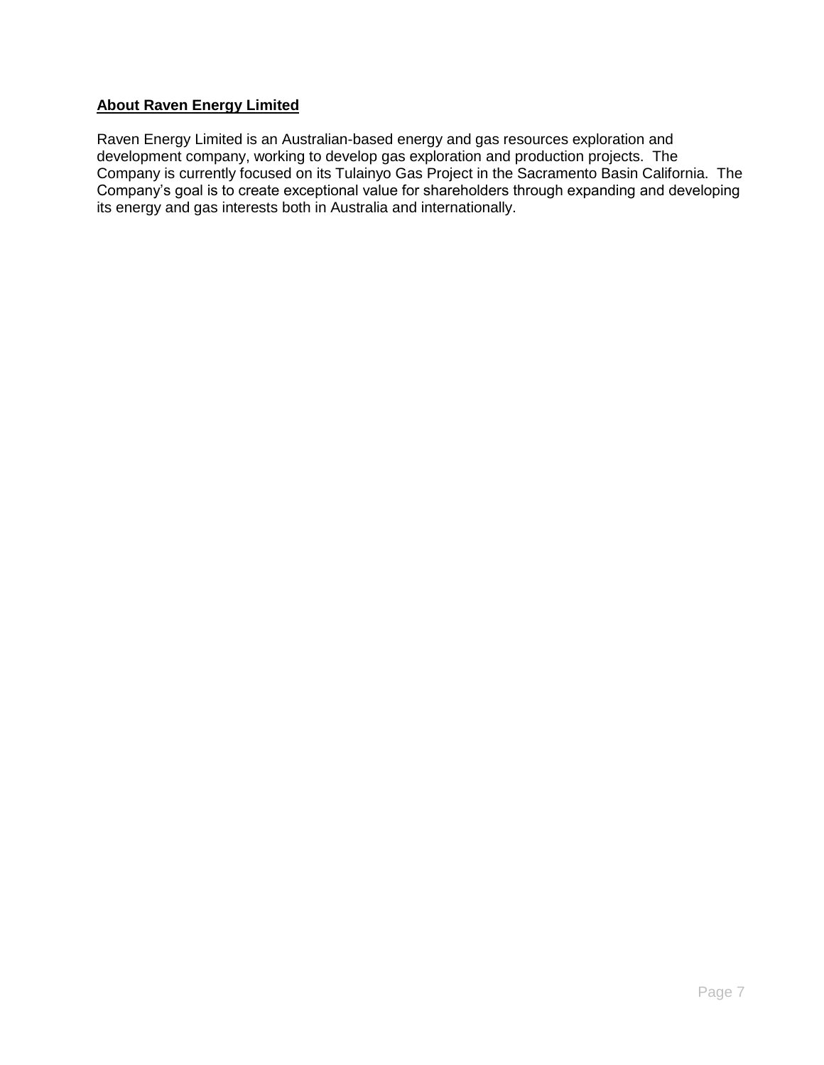**About Raven Energy Limited**

Raven Energy Limited is an Australian-based energy and gas resources exploration and development company, working to develop gas exploration and production projects. The Company is currently focused on its Tulainyo Gas Project in the Sacramento Basin California. The Company's goal is to create exceptional value for shareholders through expanding and developing its energy and gas interests both in Australia and internationally.